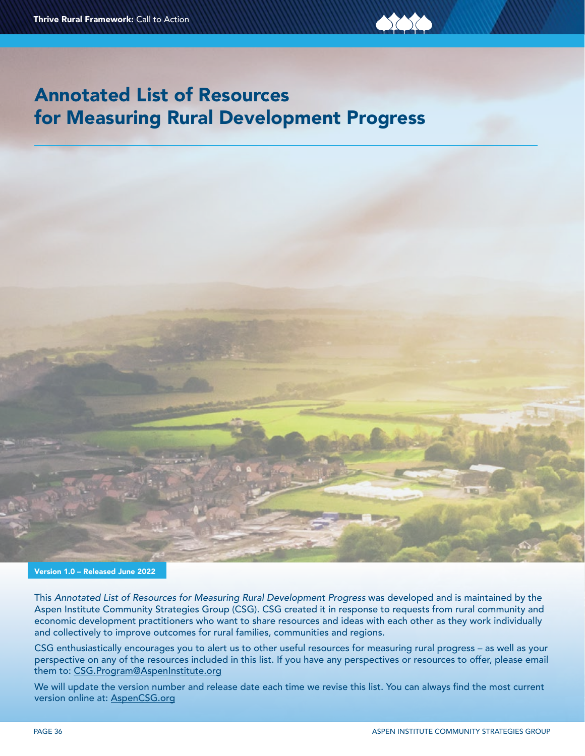# Annotated List of Resources for Measuring Rural Development Progress

**Version 1.0 – Released June 2022**

This *Annotated List of Resources for Measuring Rural Development Progress* was developed and is maintained by the Aspen Institute Community Strategies Group (CSG). CSG created it in response to requests from rural community and economic development practitioners who want to share resources and ideas with each other as they work individually and collectively to improve outcomes for rural families, communities and regions.

CSG enthusiastically encourages you to alert us to other useful resources for measuring rural progress – as well as your perspective on any of the resources included in this list. If you have any perspectives or resources to offer, please email them to: CSG.Program@AspenInstitute.org

We will update the version number and release date each time we revise this list. You can always find the most current version online at: AspenCSG.org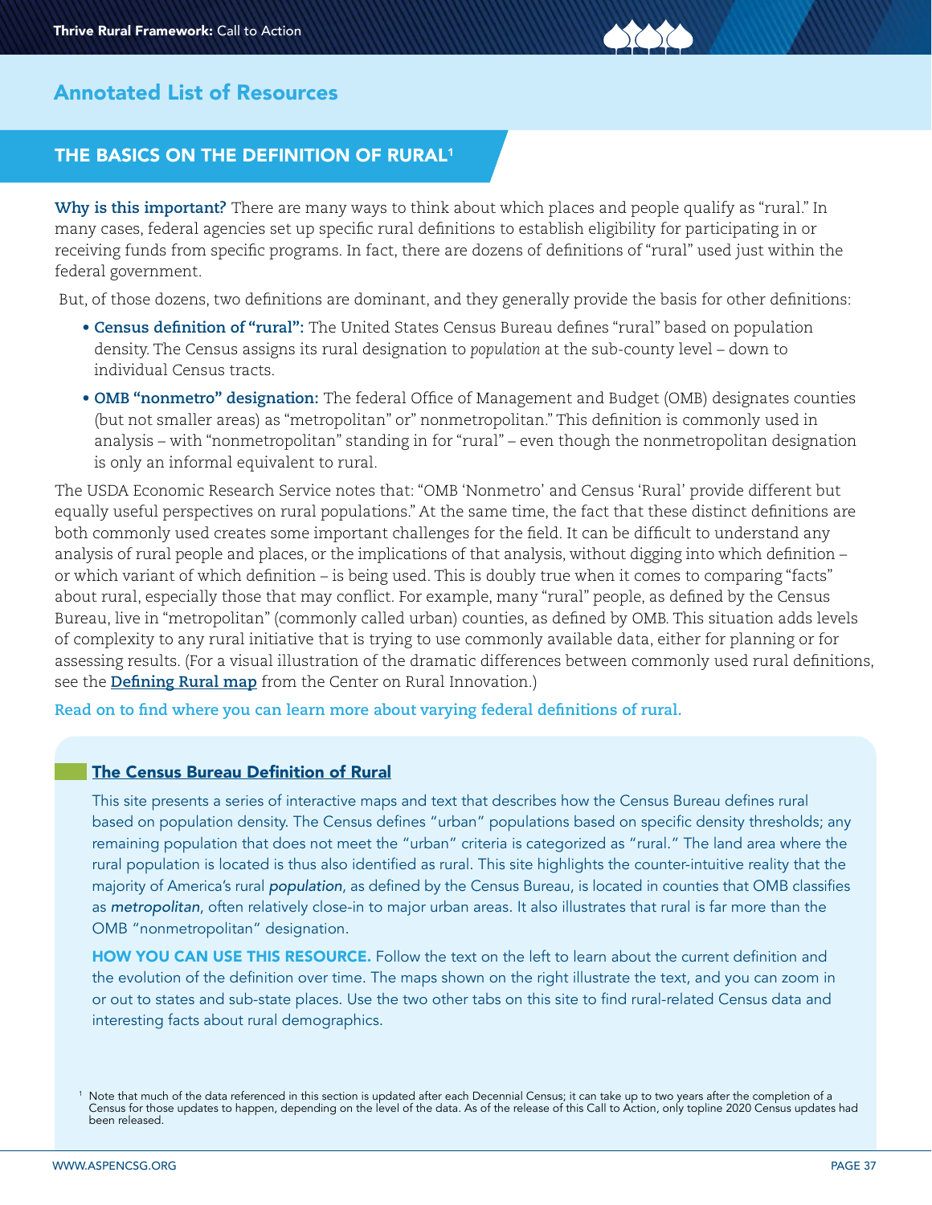# Annotated List of Resources

## THE BASICS ON THE DEFINITION OF RURAL[1]

**Why is this important?** There are many ways to think about which places and people qualify as "rural." In many cases, federal agencies set up specific rural definitions to establish eligibility for participating in or receiving funds from specific programs. In fact, there are dozens of definitions of "rural" used just within the federal government.

But, of those dozens, two definitions are dominant, and they generally provide the basis for other definitions:

- **Census definition of "rural":** The United States Census Bureau defines "rural" based on population density. The Census assigns its rural designation to *population* at the sub-county level – down to individual Census tracts.
- **OMB "nonmetro" designation:** The federal Office of Management and Budget (OMB) designates counties (but not smaller areas) as "metropolitan" or" nonmetropolitan." This definition is commonly used in analysis – with "nonmetropolitan" standing in for "rural" – even though the nonmetropolitan designation is only an informal equivalent to rural.

The USDA Economic Research Service notes that: "OMB 'Nonmetro' and Census 'Rural' provide different but equally useful perspectives on rural populations." At the same time, the fact that these distinct definitions are both commonly used creates some important challenges for the field. It can be difficult to understand any analysis of rural people and places, or the implications of that analysis, without digging into which definition – or which variant of which definition – is being used. This is doubly true when it comes to comparing "facts" about rural, especially those that may conflict. For example, many "rural" people, as defined by the Census Bureau, live in "metropolitan" (commonly called urban) counties, as defined by OMB. This situation adds levels of complexity to any rural initiative that is trying to use commonly available data, either for planning or for assessing results. (For a visual illustration of the dramatic differences between commonly used rural definitions, see the **Defining Rural map** from the Center on Rural Innovation.)

**Read on to find where you can learn more about varying federal definitions of rural.**

### The Census Bureau Definition of Rural

This site presents a series of interactive maps and text that describes how the Census Bureau defines rural based on population density. The Census defines "urban" populations based on specific density thresholds; any remaining population that does not meet the "urban" criteria is categorized as "rural." The land area where the rural population is located is thus also identified as rural. This site highlights the counter-intuitive reality that the majority of America's rural *population*, as defined by the Census Bureau, is located in counties that OMB classifies as *metropolitan*, often relatively close-in to major urban areas. It also illustrates that rural is far more than the OMB "nonmetropolitan" designation.

**HOW YOU CAN USE THIS RESOURCE.** Follow the text on the left to learn about the current definition and the evolution of the definition over time. The maps shown on the right illustrate the text, and you can zoom in or out to states and sub-state places. Use the two other tabs on this site to find rural-related Census data and interesting facts about rural demographics.

[1] Note that much of the data referenced in this section is updated after each Decennial Census; it can take up to two years after the completion of a Census for those updates to happen, depending on the level of the data. As of the release of this Call to Action, only topline 2020 Census updates had been released.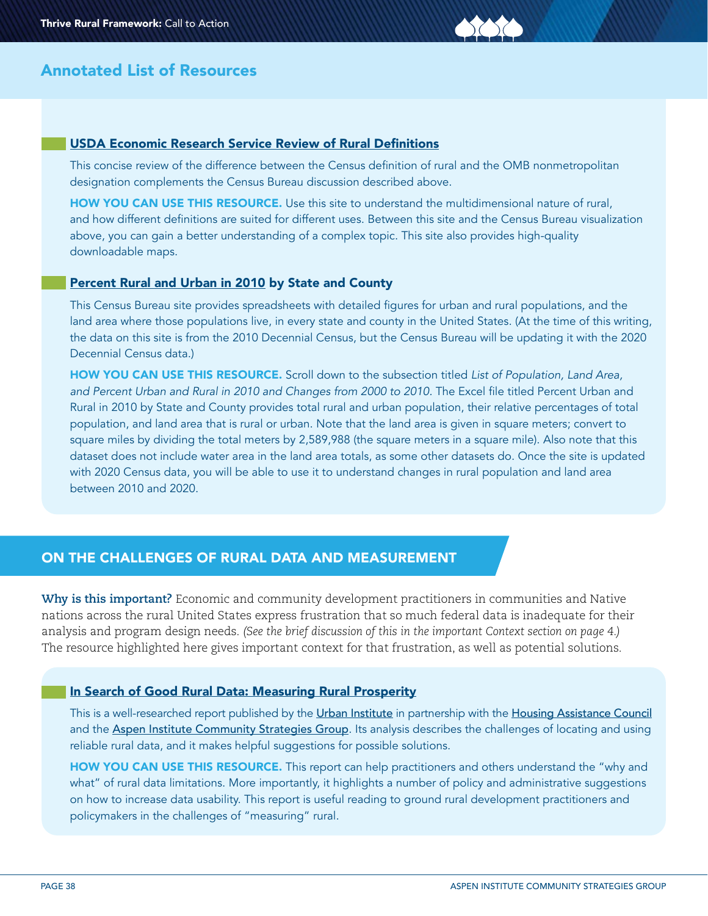## Annotated List of Resources

### USDA Economic Research Service Review of Rural Definitions

This concise review of the difference between the Census definition of rural and the OMB nonmetropolitan designation complements the Census Bureau discussion described above.

**HOW YOU CAN USE THIS RESOURCE.** Use this site to understand the multidimensional nature of rural, and how different definitions are suited for different uses. Between this site and the Census Bureau visualization above, you can gain a better understanding of a complex topic. This site also provides high-quality downloadable maps.

### Percent Rural and Urban in 2010 by State and County

This Census Bureau site provides spreadsheets with detailed figures for urban and rural populations, and the land area where those populations live, in every state and county in the United States. (At the time of this writing, the data on this site is from the 2010 Decennial Census, but the Census Bureau will be updating it with the 2020 Decennial Census data.)

**HOW YOU CAN USE THIS RESOURCE.** Scroll down to the subsection titled *List of Population, Land Area, and Percent Urban and Rural in 2010 and Changes from 2000 to 2010*. The Excel file titled Percent Urban and Rural in 2010 by State and County provides total rural and urban population, their relative percentages of total population, and land area that is rural or urban. Note that the land area is given in square meters; convert to square miles by dividing the total meters by 2,589,988 (the square meters in a square mile). Also note that this dataset does not include water area in the land area totals, as some other datasets do. Once the site is updated with 2020 Census data, you will be able to use it to understand changes in rural population and land area between 2010 and 2020.

## ON THE CHALLENGES OF RURAL DATA AND MEASUREMENT

**Why is this important?** Economic and community development practitioners in communities and Native nations across the rural United States express frustration that so much federal data is inadequate for their analysis and program design needs. *(See the brief discussion of this in the important Context section on page 4.)* The resource highlighted here gives important context for that frustration, as well as potential solutions.

### In Search of Good Rural Data: Measuring Rural Prosperity

This is a well-researched report published by the Urban Institute in partnership with the Housing Assistance Council and the Aspen Institute Community Strategies Group. Its analysis describes the challenges of locating and using reliable rural data, and it makes helpful suggestions for possible solutions.

**HOW YOU CAN USE THIS RESOURCE.** This report can help practitioners and others understand the "why and what" of rural data limitations. More importantly, it highlights a number of policy and administrative suggestions on how to increase data usability. This report is useful reading to ground rural development practitioners and policymakers in the challenges of "measuring" rural.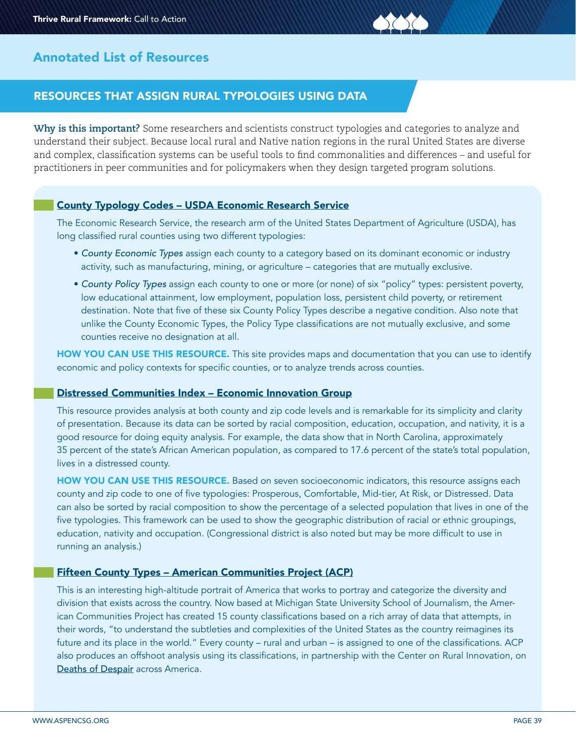## Annotated List of Resources

### RESOURCES THAT ASSIGN RURAL TYPOLOGIES USING DATA

**Why is this important?** Some researchers and scientists construct typologies and categories to analyze and understand their subject. Because local rural and Native nation regions in the rural United States are diverse and complex, classification systems can be useful tools to find commonalities and differences – and useful for practitioners in peer communities and for policymakers when they design targeted program solutions.

#### County Typology Codes – USDA Economic Research Service

The Economic Research Service, the research arm of the United States Department of Agriculture (USDA), has long classified rural counties using two different typologies:

- *County Economic Types* assign each county to a category based on its dominant economic or industry activity, such as manufacturing, mining, or agriculture – categories that are mutually exclusive.
- *County Policy Types* assign each county to one or more (or none) of six "policy" types: persistent poverty, low educational attainment, low employment, population loss, persistent child poverty, or retirement destination. Note that five of these six County Policy Types describe a negative condition. Also note that unlike the County Economic Types, the Policy Type classifications are not mutually exclusive, and some counties receive no designation at all.

**HOW YOU CAN USE THIS RESOURCE.** This site provides maps and documentation that you can use to identify economic and policy contexts for specific counties, or to analyze trends across counties.

#### Distressed Communities Index – Economic Innovation Group

This resource provides analysis at both county and zip code levels and is remarkable for its simplicity and clarity of presentation. Because its data can be sorted by racial composition, education, occupation, and nativity, it is a good resource for doing equity analysis. For example, the data show that in North Carolina, approximately 35 percent of the state's African American population, as compared to 17.6 percent of the state's total population, lives in a distressed county.

**HOW YOU CAN USE THIS RESOURCE.** Based on seven socioeconomic indicators, this resource assigns each county and zip code to one of five typologies: Prosperous, Comfortable, Mid-tier, At Risk, or Distressed. Data can also be sorted by racial composition to show the percentage of a selected population that lives in one of the five typologies. This framework can be used to show the geographic distribution of racial or ethnic groupings, education, nativity and occupation. (Congressional district is also noted but may be more difficult to use in running an analysis.)

#### Fifteen County Types – American Communities Project (ACP)

This is an interesting high-altitude portrait of America that works to portray and categorize the diversity and division that exists across the country. Now based at Michigan State University School of Journalism, the American Communities Project has created 15 county classifications based on a rich array of data that attempts, in their words, "to understand the subtleties and complexities of the United States as the country reimagines its future and its place in the world." Every county – rural and urban – is assigned to one of the classifications. ACP also produces an offshoot analysis using its classifications, in partnership with the Center on Rural Innovation, on Deaths of Despair across America.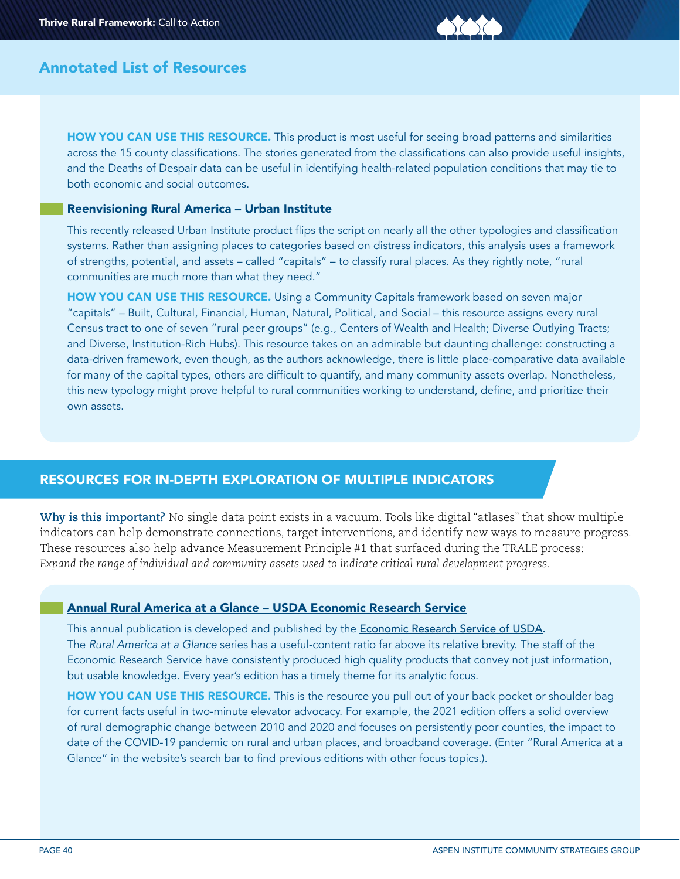## Annotated List of Resources

**HOW YOU CAN USE THIS RESOURCE.** This product is most useful for seeing broad patterns and similarities across the 15 county classifications. The stories generated from the classifications can also provide useful insights, and the Deaths of Despair data can be useful in identifying health-related population conditions that may tie to both economic and social outcomes.

### Reenvisioning Rural America – Urban Institute

This recently released Urban Institute product flips the script on nearly all the other typologies and classification systems. Rather than assigning places to categories based on distress indicators, this analysis uses a framework of strengths, potential, and assets – called "capitals" – to classify rural places. As they rightly note, "rural communities are much more than what they need."

**HOW YOU CAN USE THIS RESOURCE.** Using a Community Capitals framework based on seven major "capitals" – Built, Cultural, Financial, Human, Natural, Political, and Social – this resource assigns every rural Census tract to one of seven "rural peer groups" (e.g., Centers of Wealth and Health; Diverse Outlying Tracts; and Diverse, Institution-Rich Hubs). This resource takes on an admirable but daunting challenge: constructing a data-driven framework, even though, as the authors acknowledge, there is little place-comparative data available for many of the capital types, others are difficult to quantify, and many community assets overlap. Nonetheless, this new typology might prove helpful to rural communities working to understand, define, and prioritize their own assets.

## RESOURCES FOR IN-DEPTH EXPLORATION OF MULTIPLE INDICATORS

**Why is this important?** No single data point exists in a vacuum. Tools like digital "atlases" that show multiple indicators can help demonstrate connections, target interventions, and identify new ways to measure progress. These resources also help advance Measurement Principle #1 that surfaced during the TRALE process: *Expand the range of individual and community assets used to indicate critical rural development progress.*

### Annual Rural America at a Glance – USDA Economic Research Service

This annual publication is developed and published by the Economic Research Service of USDA. The *Rural America at a Glance* series has a useful-content ratio far above its relative brevity. The staff of the Economic Research Service have consistently produced high quality products that convey not just information, but usable knowledge. Every year's edition has a timely theme for its analytic focus.

**HOW YOU CAN USE THIS RESOURCE.** This is the resource you pull out of your back pocket or shoulder bag for current facts useful in two-minute elevator advocacy. For example, the 2021 edition offers a solid overview of rural demographic change between 2010 and 2020 and focuses on persistently poor counties, the impact to date of the COVID-19 pandemic on rural and urban places, and broadband coverage. (Enter "Rural America at a Glance" in the website's search bar to find previous editions with other focus topics.).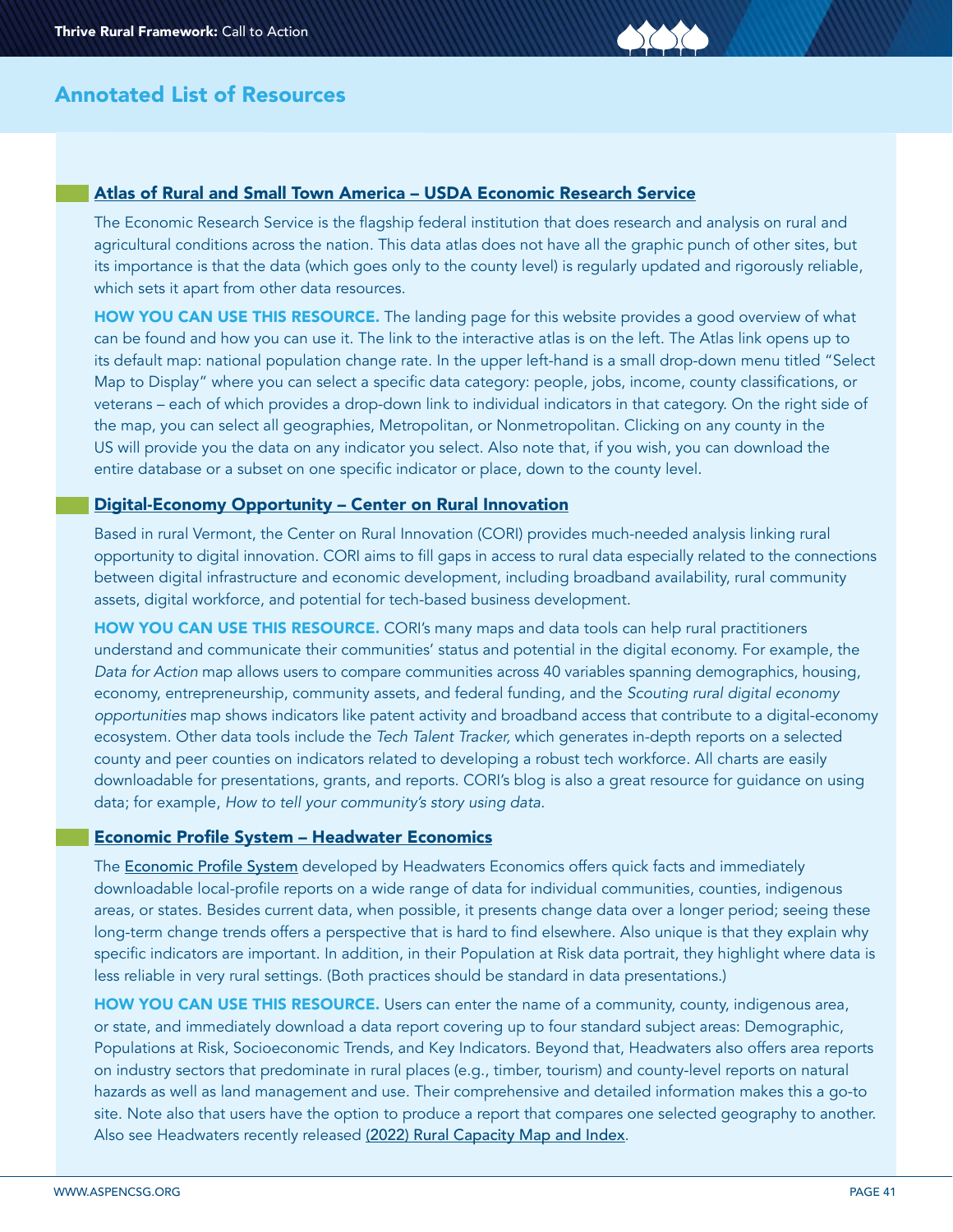## Annotated List of Resources

### Atlas of Rural and Small Town America – USDA Economic Research Service

The Economic Research Service is the flagship federal institution that does research and analysis on rural and agricultural conditions across the nation. This data atlas does not have all the graphic punch of other sites, but its importance is that the data (which goes only to the county level) is regularly updated and rigorously reliable, which sets it apart from other data resources.

**HOW YOU CAN USE THIS RESOURCE.** The landing page for this website provides a good overview of what can be found and how you can use it. The link to the interactive atlas is on the left. The Atlas link opens up to its default map: national population change rate. In the upper left-hand is a small drop-down menu titled "Select Map to Display" where you can select a specific data category: people, jobs, income, county classifications, or veterans – each of which provides a drop-down link to individual indicators in that category. On the right side of the map, you can select all geographies, Metropolitan, or Nonmetropolitan. Clicking on any county in the US will provide you the data on any indicator you select. Also note that, if you wish, you can download the entire database or a subset on one specific indicator or place, down to the county level.

### Digital-Economy Opportunity – Center on Rural Innovation

Based in rural Vermont, the Center on Rural Innovation (CORI) provides much-needed analysis linking rural opportunity to digital innovation. CORI aims to fill gaps in access to rural data especially related to the connections between digital infrastructure and economic development, including broadband availability, rural community assets, digital workforce, and potential for tech-based business development.

**HOW YOU CAN USE THIS RESOURCE.** CORI's many maps and data tools can help rural practitioners understand and communicate their communities' status and potential in the digital economy. For example, the *Data for Action* map allows users to compare communities across 40 variables spanning demographics, housing, economy, entrepreneurship, community assets, and federal funding, and the *Scouting rural digital economy opportunities* map shows indicators like patent activity and broadband access that contribute to a digital-economy ecosystem. Other data tools include the *Tech Talent Tracker*, which generates in-depth reports on a selected county and peer counties on indicators related to developing a robust tech workforce. All charts are easily downloadable for presentations, grants, and reports. CORI's blog is also a great resource for guidance on using data; for example, *How to tell your community's story using data*.

### Economic Profile System – Headwater Economics

The Economic Profile System developed by Headwaters Economics offers quick facts and immediately downloadable local-profile reports on a wide range of data for individual communities, counties, indigenous areas, or states. Besides current data, when possible, it presents change data over a longer period; seeing these long-term change trends offers a perspective that is hard to find elsewhere. Also unique is that they explain why specific indicators are important. In addition, in their Population at Risk data portrait, they highlight where data is less reliable in very rural settings. (Both practices should be standard in data presentations.)

**HOW YOU CAN USE THIS RESOURCE.** Users can enter the name of a community, county, indigenous area, or state, and immediately download a data report covering up to four standard subject areas: Demographic, Populations at Risk, Socioeconomic Trends, and Key Indicators. Beyond that, Headwaters also offers area reports on industry sectors that predominate in rural places (e.g., timber, tourism) and county-level reports on natural hazards as well as land management and use. Their comprehensive and detailed information makes this a go-to site. Note also that users have the option to produce a report that compares one selected geography to another. Also see Headwaters recently released (2022) Rural Capacity Map and Index.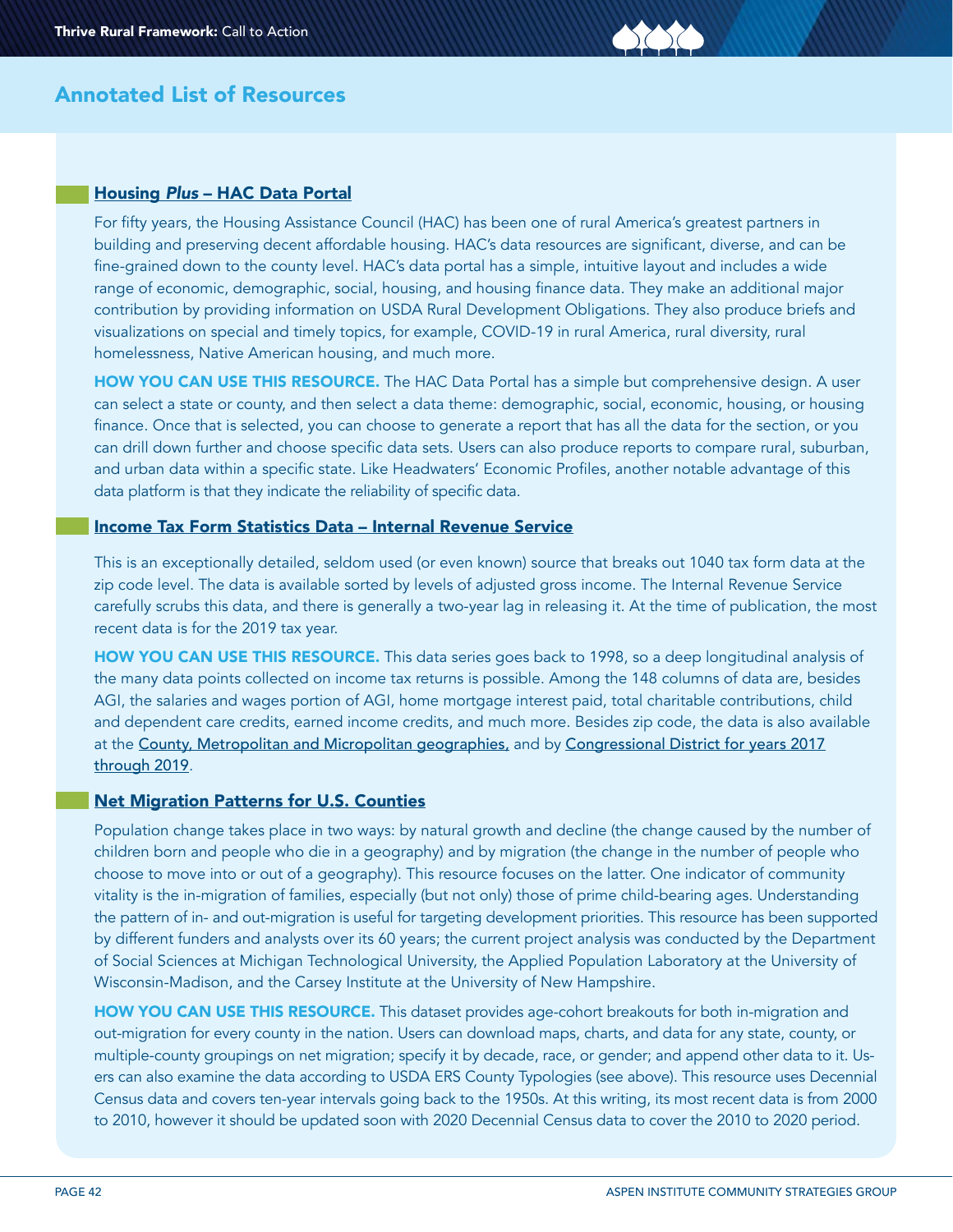## Annotated List of Resources

### Housing *Plus* – HAC Data Portal

For fifty years, the Housing Assistance Council (HAC) has been one of rural America's greatest partners in building and preserving decent affordable housing. HAC's data resources are significant, diverse, and can be fine-grained down to the county level. HAC's data portal has a simple, intuitive layout and includes a wide range of economic, demographic, social, housing, and housing finance data. They make an additional major contribution by providing information on USDA Rural Development Obligations. They also produce briefs and visualizations on special and timely topics, for example, COVID-19 in rural America, rural diversity, rural homelessness, Native American housing, and much more.

**HOW YOU CAN USE THIS RESOURCE.** The HAC Data Portal has a simple but comprehensive design. A user can select a state or county, and then select a data theme: demographic, social, economic, housing, or housing finance. Once that is selected, you can choose to generate a report that has all the data for the section, or you can drill down further and choose specific data sets. Users can also produce reports to compare rural, suburban, and urban data within a specific state. Like Headwaters' Economic Profiles, another notable advantage of this data platform is that they indicate the reliability of specific data.

### Income Tax Form Statistics Data – Internal Revenue Service

This is an exceptionally detailed, seldom used (or even known) source that breaks out 1040 tax form data at the zip code level. The data is available sorted by levels of adjusted gross income. The Internal Revenue Service carefully scrubs this data, and there is generally a two-year lag in releasing it. At the time of publication, the most recent data is for the 2019 tax year.

**HOW YOU CAN USE THIS RESOURCE.** This data series goes back to 1998, so a deep longitudinal analysis of the many data points collected on income tax returns is possible. Among the 148 columns of data are, besides AGI, the salaries and wages portion of AGI, home mortgage interest paid, total charitable contributions, child and dependent care credits, earned income credits, and much more. Besides zip code, the data is also available at the County, Metropolitan and Micropolitan geographies, and by Congressional District for years 2017 through 2019.

### Net Migration Patterns for U.S. Counties

Population change takes place in two ways: by natural growth and decline (the change caused by the number of children born and people who die in a geography) and by migration (the change in the number of people who choose to move into or out of a geography). This resource focuses on the latter. One indicator of community vitality is the in-migration of families, especially (but not only) those of prime child-bearing ages. Understanding the pattern of in- and out-migration is useful for targeting development priorities. This resource has been supported by different funders and analysts over its 60 years; the current project analysis was conducted by the Department of Social Sciences at Michigan Technological University, the Applied Population Laboratory at the University of Wisconsin-Madison, and the Carsey Institute at the University of New Hampshire.

**HOW YOU CAN USE THIS RESOURCE.** This dataset provides age-cohort breakouts for both in-migration and out-migration for every county in the nation. Users can download maps, charts, and data for any state, county, or multiple-county groupings on net migration; specify it by decade, race, or gender; and append other data to it. Users can also examine the data according to USDA ERS County Typologies (see above). This resource uses Decennial Census data and covers ten-year intervals going back to the 1950s. At this writing, its most recent data is from 2000 to 2010, however it should be updated soon with 2020 Decennial Census data to cover the 2010 to 2020 period.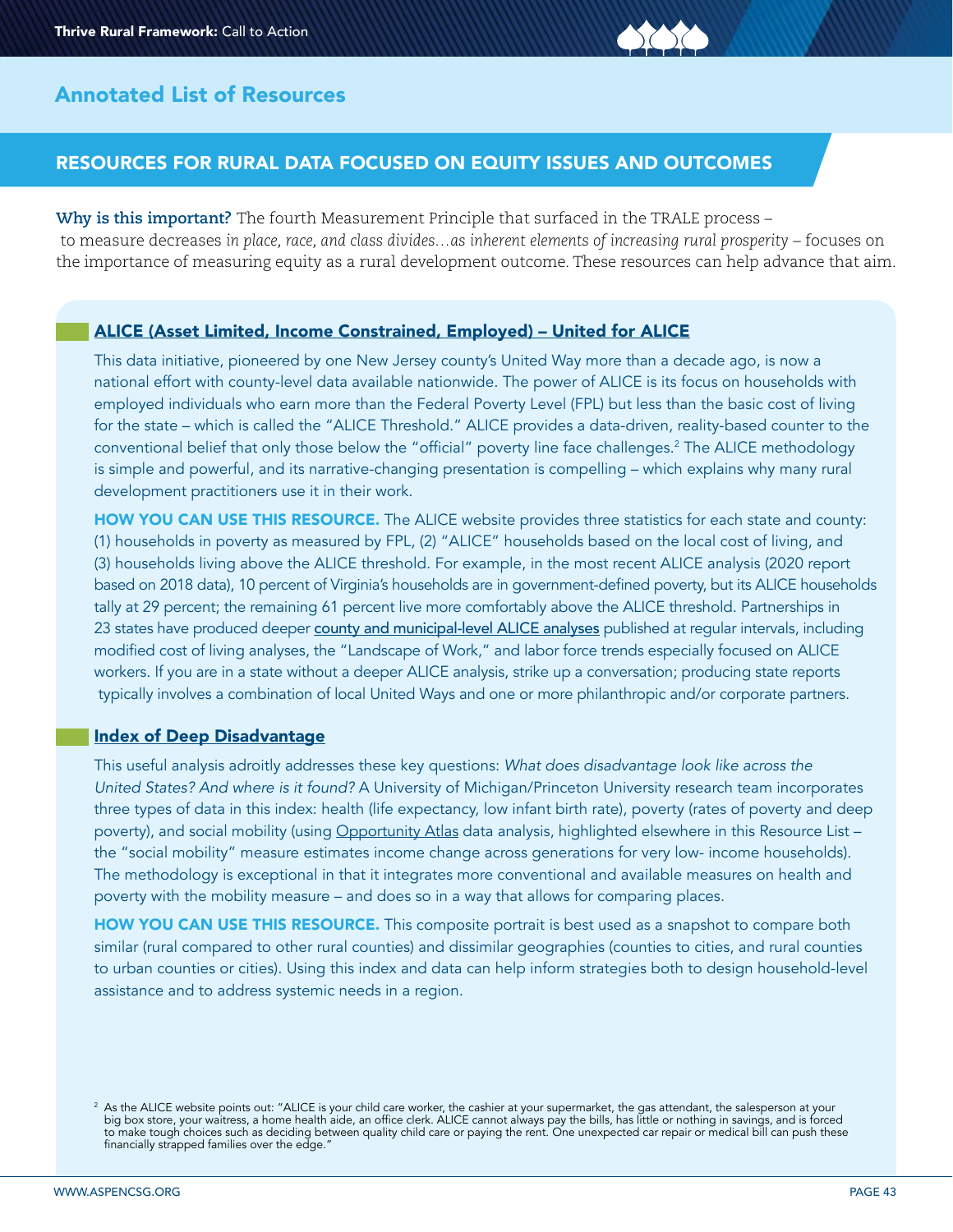## Annotated List of Resources

### RESOURCES FOR RURAL DATA FOCUSED ON EQUITY ISSUES AND OUTCOMES

**Why is this important?** The fourth Measurement Principle that surfaced in the TRALE process – to measure decreases *in place, race, and class divides…as inherent elements of increasing rural prosperity* – focuses on the importance of measuring equity as a rural development outcome. These resources can help advance that aim.

#### ALICE (Asset Limited, Income Constrained, Employed) – United for ALICE

This data initiative, pioneered by one New Jersey county's United Way more than a decade ago, is now a national effort with county-level data available nationwide. The power of ALICE is its focus on households with employed individuals who earn more than the Federal Poverty Level (FPL) but less than the basic cost of living for the state – which is called the "ALICE Threshold." ALICE provides a data-driven, reality-based counter to the conventional belief that only those below the "official" poverty line face challenges.[2] The ALICE methodology is simple and powerful, and its narrative-changing presentation is compelling – which explains why many rural development practitioners use it in their work.

**HOW YOU CAN USE THIS RESOURCE.** The ALICE website provides three statistics for each state and county: (1) households in poverty as measured by FPL, (2) "ALICE" households based on the local cost of living, and (3) households living above the ALICE threshold. For example, in the most recent ALICE analysis (2020 report based on 2018 data), 10 percent of Virginia's households are in government-defined poverty, but its ALICE households tally at 29 percent; the remaining 61 percent live more comfortably above the ALICE threshold. Partnerships in 23 states have produced deeper county and municipal-level ALICE analyses published at regular intervals, including modified cost of living analyses, the "Landscape of Work," and labor force trends especially focused on ALICE workers. If you are in a state without a deeper ALICE analysis, strike up a conversation; producing state reports typically involves a combination of local United Ways and one or more philanthropic and/or corporate partners.

#### Index of Deep Disadvantage

This useful analysis adroitly addresses these key questions: *What does disadvantage look like across the United States? And where is it found?* A University of Michigan/Princeton University research team incorporates three types of data in this index: health (life expectancy, low infant birth rate), poverty (rates of poverty and deep poverty), and social mobility (using Opportunity Atlas data analysis, highlighted elsewhere in this Resource List – the "social mobility" measure estimates income change across generations for very low- income households). The methodology is exceptional in that it integrates more conventional and available measures on health and poverty with the mobility measure – and does so in a way that allows for comparing places.

**HOW YOU CAN USE THIS RESOURCE.** This composite portrait is best used as a snapshot to compare both similar (rural compared to other rural counties) and dissimilar geographies (counties to cities, and rural counties to urban counties or cities). Using this index and data can help inform strategies both to design household-level assistance and to address systemic needs in a region.

[2] As the ALICE website points out: "ALICE is your child care worker, the cashier at your supermarket, the gas attendant, the salesperson at your big box store, your waitress, a home health aide, an office clerk. ALICE cannot always pay the bills, has little or nothing in savings, and is forced to make tough choices such as deciding between quality child care or paying the rent. One unexpected car repair or medical bill can push these financially strapped families over the edge."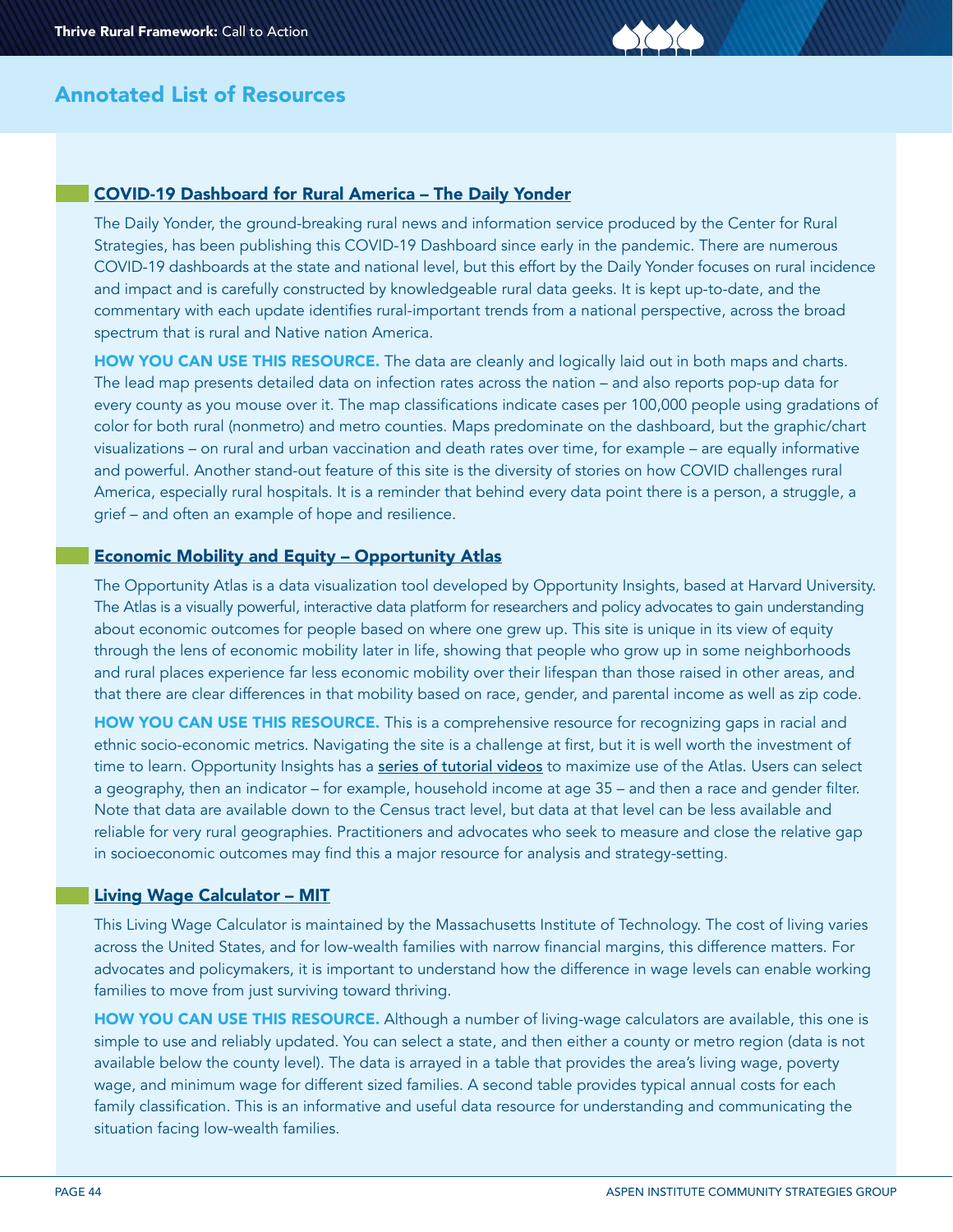## Annotated List of Resources

### COVID-19 Dashboard for Rural America – The Daily Yonder

The Daily Yonder, the ground-breaking rural news and information service produced by the Center for Rural Strategies, has been publishing this COVID-19 Dashboard since early in the pandemic. There are numerous COVID-19 dashboards at the state and national level, but this effort by the Daily Yonder focuses on rural incidence and impact and is carefully constructed by knowledgeable rural data geeks. It is kept up-to-date, and the commentary with each update identifies rural-important trends from a national perspective, across the broad spectrum that is rural and Native nation America.

**HOW YOU CAN USE THIS RESOURCE.** The data are cleanly and logically laid out in both maps and charts. The lead map presents detailed data on infection rates across the nation – and also reports pop-up data for every county as you mouse over it. The map classifications indicate cases per 100,000 people using gradations of color for both rural (nonmetro) and metro counties. Maps predominate on the dashboard, but the graphic/chart visualizations – on rural and urban vaccination and death rates over time, for example – are equally informative and powerful. Another stand-out feature of this site is the diversity of stories on how COVID challenges rural America, especially rural hospitals. It is a reminder that behind every data point there is a person, a struggle, a grief – and often an example of hope and resilience.

### Economic Mobility and Equity – Opportunity Atlas

The Opportunity Atlas is a data visualization tool developed by Opportunity Insights, based at Harvard University. The Atlas is a visually powerful, interactive data platform for researchers and policy advocates to gain understanding about economic outcomes for people based on where one grew up. This site is unique in its view of equity through the lens of economic mobility later in life, showing that people who grow up in some neighborhoods and rural places experience far less economic mobility over their lifespan than those raised in other areas, and that there are clear differences in that mobility based on race, gender, and parental income as well as zip code.

**HOW YOU CAN USE THIS RESOURCE.** This is a comprehensive resource for recognizing gaps in racial and ethnic socio-economic metrics. Navigating the site is a challenge at first, but it is well worth the investment of time to learn. Opportunity Insights has a series of tutorial videos to maximize use of the Atlas. Users can select a geography, then an indicator – for example, household income at age 35 – and then a race and gender filter. Note that data are available down to the Census tract level, but data at that level can be less available and reliable for very rural geographies. Practitioners and advocates who seek to measure and close the relative gap in socioeconomic outcomes may find this a major resource for analysis and strategy-setting.

### Living Wage Calculator – MIT

This Living Wage Calculator is maintained by the Massachusetts Institute of Technology. The cost of living varies across the United States, and for low-wealth families with narrow financial margins, this difference matters. For advocates and policymakers, it is important to understand how the difference in wage levels can enable working families to move from just surviving toward thriving.

**HOW YOU CAN USE THIS RESOURCE.** Although a number of living-wage calculators are available, this one is simple to use and reliably updated. You can select a state, and then either a county or metro region (data is not available below the county level). The data is arrayed in a table that provides the area's living wage, poverty wage, and minimum wage for different sized families. A second table provides typical annual costs for each family classification. This is an informative and useful data resource for understanding and communicating the situation facing low-wealth families.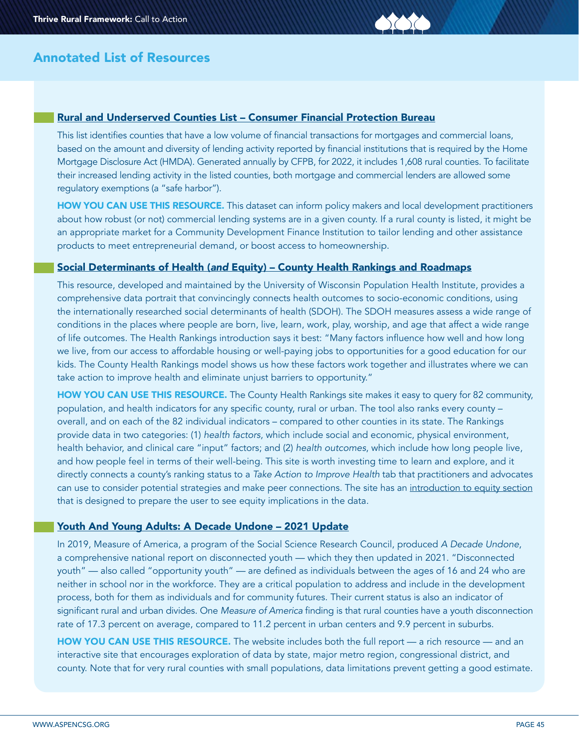## Annotated List of Resources

### Rural and Underserved Counties List – Consumer Financial Protection Bureau

This list identifies counties that have a low volume of financial transactions for mortgages and commercial loans, based on the amount and diversity of lending activity reported by financial institutions that is required by the Home Mortgage Disclosure Act (HMDA). Generated annually by CFPB, for 2022, it includes 1,608 rural counties. To facilitate their increased lending activity in the listed counties, both mortgage and commercial lenders are allowed some regulatory exemptions (a "safe harbor").

**HOW YOU CAN USE THIS RESOURCE.** This dataset can inform policy makers and local development practitioners about how robust (or not) commercial lending systems are in a given county. If a rural county is listed, it might be an appropriate market for a Community Development Finance Institution to tailor lending and other assistance products to meet entrepreneurial demand, or boost access to homeownership.

### Social Determinants of Health (*and* Equity) – County Health Rankings and Roadmaps

This resource, developed and maintained by the University of Wisconsin Population Health Institute, provides a comprehensive data portrait that convincingly connects health outcomes to socio-economic conditions, using the internationally researched social determinants of health (SDOH). The SDOH measures assess a wide range of conditions in the places where people are born, live, learn, work, play, worship, and age that affect a wide range of life outcomes. The Health Rankings introduction says it best: "Many factors influence how well and how long we live, from our access to affordable housing or well-paying jobs to opportunities for a good education for our kids. The County Health Rankings model shows us how these factors work together and illustrates where we can take action to improve health and eliminate unjust barriers to opportunity."

**HOW YOU CAN USE THIS RESOURCE.** The County Health Rankings site makes it easy to query for 82 community, population, and health indicators for any specific county, rural or urban. The tool also ranks every county – overall, and on each of the 82 individual indicators – compared to other counties in its state. The Rankings provide data in two categories: (1) *health factors*, which include social and economic, physical environment, health behavior, and clinical care "input" factors; and (2) *health outcomes*, which include how long people live, and how people feel in terms of their well-being. This site is worth investing time to learn and explore, and it directly connects a county's ranking status to a *Take Action to Improve Health* tab that practitioners and advocates can use to consider potential strategies and make peer connections. The site has an introduction to equity section that is designed to prepare the user to see equity implications in the data.

### Youth And Young Adults: A Decade Undone – 2021 Update

In 2019, Measure of America, a program of the Social Science Research Council, produced *A Decade Undone*, a comprehensive national report on disconnected youth — which they then updated in 2021. "Disconnected youth" — also called "opportunity youth" — are defined as individuals between the ages of 16 and 24 who are neither in school nor in the workforce. They are a critical population to address and include in the development process, both for them as individuals and for community futures. Their current status is also an indicator of significant rural and urban divides. One *Measure of America* finding is that rural counties have a youth disconnection rate of 17.3 percent on average, compared to 11.2 percent in urban centers and 9.9 percent in suburbs.

**HOW YOU CAN USE THIS RESOURCE.** The website includes both the full report — a rich resource — and an interactive site that encourages exploration of data by state, major metro region, congressional district, and county. Note that for very rural counties with small populations, data limitations prevent getting a good estimate.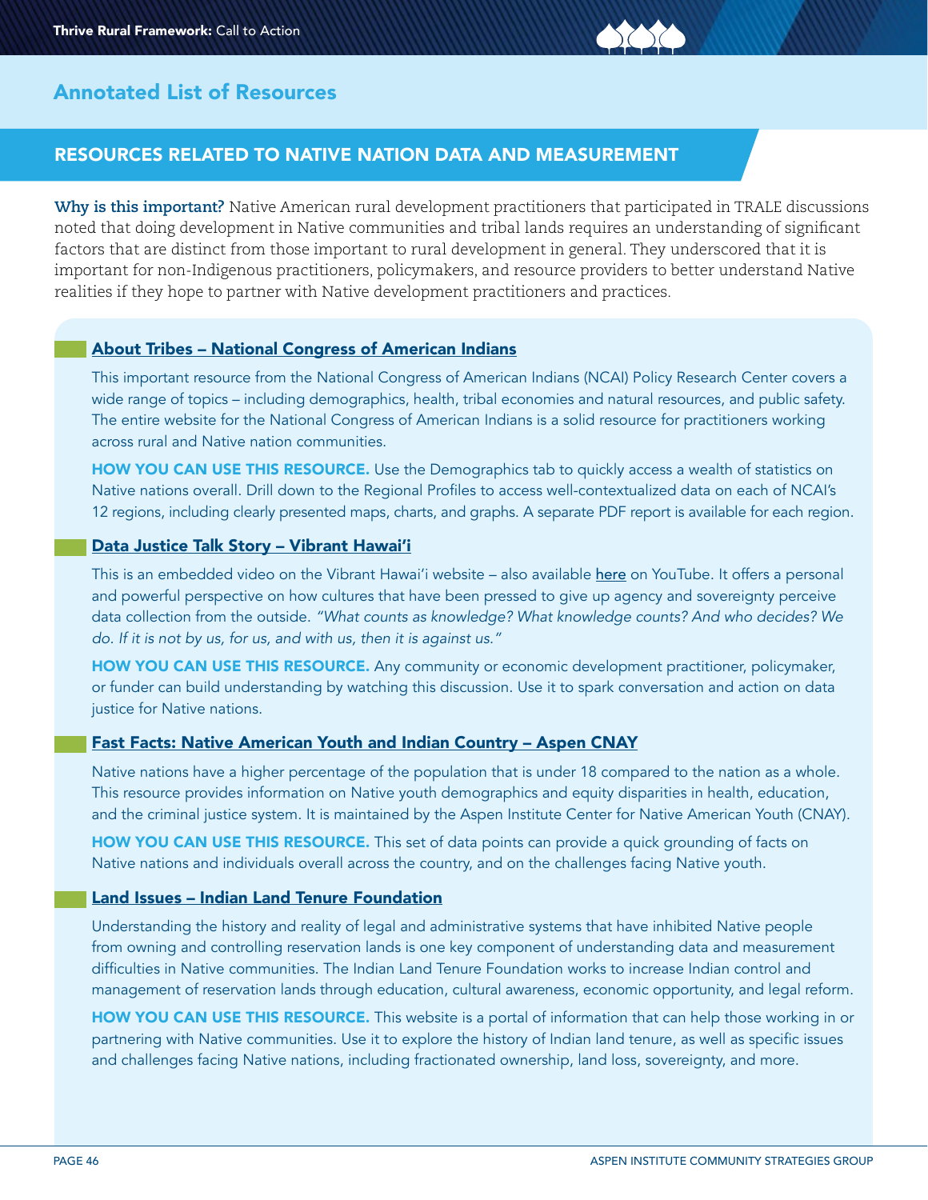## Annotated List of Resources

### RESOURCES RELATED TO NATIVE NATION DATA AND MEASUREMENT

**Why is this important?** Native American rural development practitioners that participated in TRALE discussions noted that doing development in Native communities and tribal lands requires an understanding of significant factors that are distinct from those important to rural development in general. They underscored that it is important for non-Indigenous practitioners, policymakers, and resource providers to better understand Native realities if they hope to partner with Native development practitioners and practices.

#### About Tribes – National Congress of American Indians

This important resource from the National Congress of American Indians (NCAI) Policy Research Center covers a wide range of topics – including demographics, health, tribal economies and natural resources, and public safety. The entire website for the National Congress of American Indians is a solid resource for practitioners working across rural and Native nation communities.

**HOW YOU CAN USE THIS RESOURCE.** Use the Demographics tab to quickly access a wealth of statistics on Native nations overall. Drill down to the Regional Profiles to access well-contextualized data on each of NCAI's 12 regions, including clearly presented maps, charts, and graphs. A separate PDF report is available for each region.

#### Data Justice Talk Story – Vibrant Hawai'i

This is an embedded video on the Vibrant Hawai'i website – also available here on YouTube. It offers a personal and powerful perspective on how cultures that have been pressed to give up agency and sovereignty perceive data collection from the outside. *"What counts as knowledge? What knowledge counts? And who decides? We do. If it is not by us, for us, and with us, then it is against us."*

**HOW YOU CAN USE THIS RESOURCE.** Any community or economic development practitioner, policymaker, or funder can build understanding by watching this discussion. Use it to spark conversation and action on data justice for Native nations.

#### Fast Facts: Native American Youth and Indian Country – Aspen CNAY

Native nations have a higher percentage of the population that is under 18 compared to the nation as a whole. This resource provides information on Native youth demographics and equity disparities in health, education, and the criminal justice system. It is maintained by the Aspen Institute Center for Native American Youth (CNAY).

**HOW YOU CAN USE THIS RESOURCE.** This set of data points can provide a quick grounding of facts on Native nations and individuals overall across the country, and on the challenges facing Native youth.

#### Land Issues – Indian Land Tenure Foundation

Understanding the history and reality of legal and administrative systems that have inhibited Native people from owning and controlling reservation lands is one key component of understanding data and measurement difficulties in Native communities. The Indian Land Tenure Foundation works to increase Indian control and management of reservation lands through education, cultural awareness, economic opportunity, and legal reform.

**HOW YOU CAN USE THIS RESOURCE.** This website is a portal of information that can help those working in or partnering with Native communities. Use it to explore the history of Indian land tenure, as well as specific issues and challenges facing Native nations, including fractionated ownership, land loss, sovereignty, and more.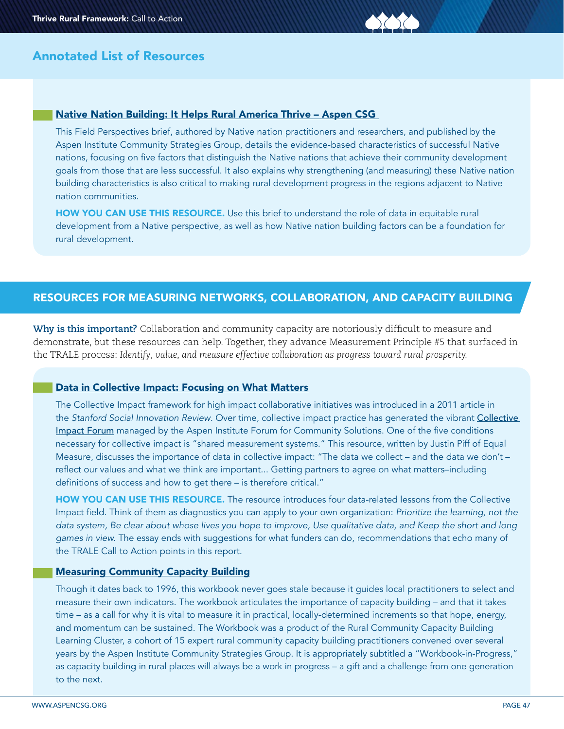## Annotated List of Resources

### Native Nation Building: It Helps Rural America Thrive – Aspen CSG

This Field Perspectives brief, authored by Native nation practitioners and researchers, and published by the Aspen Institute Community Strategies Group, details the evidence-based characteristics of successful Native nations, focusing on five factors that distinguish the Native nations that achieve their community development goals from those that are less successful. It also explains why strengthening (and measuring) these Native nation building characteristics is also critical to making rural development progress in the regions adjacent to Native nation communities.

**HOW YOU CAN USE THIS RESOURCE.** Use this brief to understand the role of data in equitable rural development from a Native perspective, as well as how Native nation building factors can be a foundation for rural development.

## RESOURCES FOR MEASURING NETWORKS, COLLABORATION, AND CAPACITY BUILDING

**Why is this important?** Collaboration and community capacity are notoriously difficult to measure and demonstrate, but these resources can help. Together, they advance Measurement Principle #5 that surfaced in the TRALE process: *Identify, value, and measure effective collaboration as progress toward rural prosperity.*

### Data in Collective Impact: Focusing on What Matters

The Collective Impact framework for high impact collaborative initiatives was introduced in a 2011 article in the *Stanford Social Innovation Review*. Over time, collective impact practice has generated the vibrant Collective Impact Forum managed by the Aspen Institute Forum for Community Solutions. One of the five conditions necessary for collective impact is "shared measurement systems." This resource, written by Justin Piff of Equal Measure, discusses the importance of data in collective impact: "The data we collect – and the data we don't – reflect our values and what we think are important... Getting partners to agree on what matters–including definitions of success and how to get there – is therefore critical."

**HOW YOU CAN USE THIS RESOURCE.** The resource introduces four data-related lessons from the Collective Impact field. Think of them as diagnostics you can apply to your own organization: *Prioritize the learning, not the data system, Be clear about whose lives you hope to improve, Use qualitative data, and Keep the short and long games in view.* The essay ends with suggestions for what funders can do, recommendations that echo many of the TRALE Call to Action points in this report.

### Measuring Community Capacity Building

Though it dates back to 1996, this workbook never goes stale because it guides local practitioners to select and measure their own indicators. The workbook articulates the importance of capacity building – and that it takes time – as a call for why it is vital to measure it in practical, locally-determined increments so that hope, energy, and momentum can be sustained. The Workbook was a product of the Rural Community Capacity Building Learning Cluster, a cohort of 15 expert rural community capacity building practitioners convened over several years by the Aspen Institute Community Strategies Group. It is appropriately subtitled a "Workbook-in-Progress," as capacity building in rural places will always be a work in progress – a gift and a challenge from one generation to the next.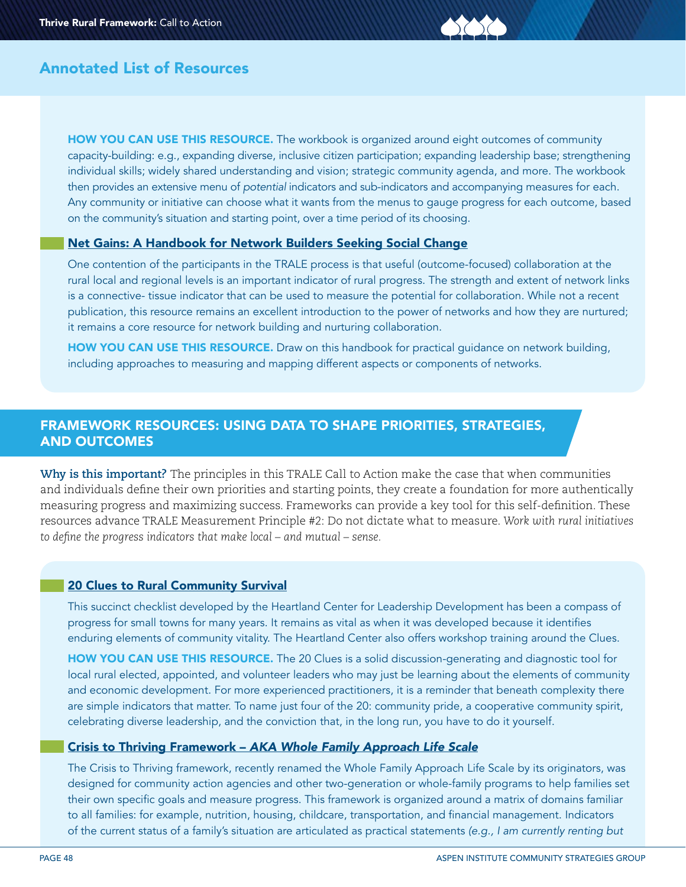## Annotated List of Resources

**HOW YOU CAN USE THIS RESOURCE.** The workbook is organized around eight outcomes of community capacity-building: e.g., expanding diverse, inclusive citizen participation; expanding leadership base; strengthening individual skills; widely shared understanding and vision; strategic community agenda, and more. The workbook then provides an extensive menu of *potential* indicators and sub-indicators and accompanying measures for each. Any community or initiative can choose what it wants from the menus to gauge progress for each outcome, based on the community's situation and starting point, over a time period of its choosing.

### Net Gains: A Handbook for Network Builders Seeking Social Change

One contention of the participants in the TRALE process is that useful (outcome-focused) collaboration at the rural local and regional levels is an important indicator of rural progress. The strength and extent of network links is a connective- tissue indicator that can be used to measure the potential for collaboration. While not a recent publication, this resource remains an excellent introduction to the power of networks and how they are nurtured; it remains a core resource for network building and nurturing collaboration.

**HOW YOU CAN USE THIS RESOURCE.** Draw on this handbook for practical guidance on network building, including approaches to measuring and mapping different aspects or components of networks.

## FRAMEWORK RESOURCES: USING DATA TO SHAPE PRIORITIES, STRATEGIES, AND OUTCOMES

**Why is this important?** The principles in this TRALE Call to Action make the case that when communities and individuals define their own priorities and starting points, they create a foundation for more authentically measuring progress and maximizing success. Frameworks can provide a key tool for this self-definition. These resources advance TRALE Measurement Principle #2: Do not dictate what to measure. *Work with rural initiatives to define the progress indicators that make local – and mutual – sense.*

### 20 Clues to Rural Community Survival

This succinct checklist developed by the Heartland Center for Leadership Development has been a compass of progress for small towns for many years. It remains as vital as when it was developed because it identifies enduring elements of community vitality. The Heartland Center also offers workshop training around the Clues.

**HOW YOU CAN USE THIS RESOURCE.** The 20 Clues is a solid discussion-generating and diagnostic tool for local rural elected, appointed, and volunteer leaders who may just be learning about the elements of community and economic development. For more experienced practitioners, it is a reminder that beneath complexity there are simple indicators that matter. To name just four of the 20: community pride, a cooperative community spirit, celebrating diverse leadership, and the conviction that, in the long run, you have to do it yourself.

### Crisis to Thriving Framework – *AKA Whole Family Approach Life Scale*

The Crisis to Thriving framework, recently renamed the Whole Family Approach Life Scale by its originators, was designed for community action agencies and other two-generation or whole-family programs to help families set their own specific goals and measure progress. This framework is organized around a matrix of domains familiar to all families: for example, nutrition, housing, childcare, transportation, and financial management. Indicators of the current status of a family's situation are articulated as practical statements *(e.g., I am currently renting but*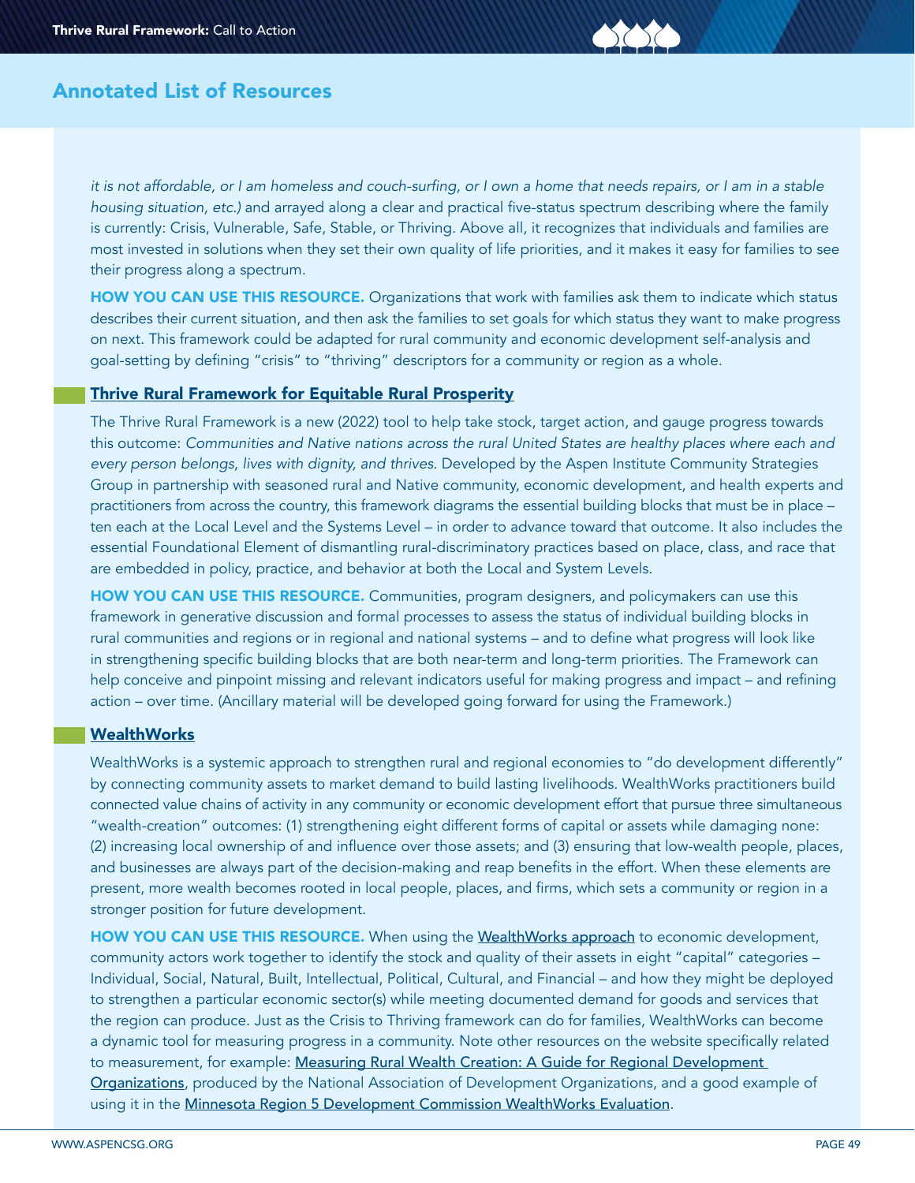## Annotated List of Resources

*it is not affordable, or I am homeless and couch-surfing, or I own a home that needs repairs, or I am in a stable housing situation, etc.)* and arrayed along a clear and practical five-status spectrum describing where the family is currently: Crisis, Vulnerable, Safe, Stable, or Thriving. Above all, it recognizes that individuals and families are most invested in solutions when they set their own quality of life priorities, and it makes it easy for families to see their progress along a spectrum.

**HOW YOU CAN USE THIS RESOURCE.** Organizations that work with families ask them to indicate which status describes their current situation, and then ask the families to set goals for which status they want to make progress on next. This framework could be adapted for rural community and economic development self-analysis and goal-setting by defining "crisis" to "thriving" descriptors for a community or region as a whole.

### Thrive Rural Framework for Equitable Rural Prosperity

The Thrive Rural Framework is a new (2022) tool to help take stock, target action, and gauge progress towards this outcome: *Communities and Native nations across the rural United States are healthy places where each and every person belongs, lives with dignity, and thrives.* Developed by the Aspen Institute Community Strategies Group in partnership with seasoned rural and Native community, economic development, and health experts and practitioners from across the country, this framework diagrams the essential building blocks that must be in place – ten each at the Local Level and the Systems Level – in order to advance toward that outcome. It also includes the essential Foundational Element of dismantling rural-discriminatory practices based on place, class, and race that are embedded in policy, practice, and behavior at both the Local and System Levels.

**HOW YOU CAN USE THIS RESOURCE.** Communities, program designers, and policymakers can use this framework in generative discussion and formal processes to assess the status of individual building blocks in rural communities and regions or in regional and national systems – and to define what progress will look like in strengthening specific building blocks that are both near-term and long-term priorities. The Framework can help conceive and pinpoint missing and relevant indicators useful for making progress and impact – and refining action – over time. (Ancillary material will be developed going forward for using the Framework.)

### WealthWorks

WealthWorks is a systemic approach to strengthen rural and regional economies to "do development differently" by connecting community assets to market demand to build lasting livelihoods. WealthWorks practitioners build connected value chains of activity in any community or economic development effort that pursue three simultaneous "wealth-creation" outcomes: (1) strengthening eight different forms of capital or assets while damaging none: (2) increasing local ownership of and influence over those assets; and (3) ensuring that low-wealth people, places, and businesses are always part of the decision-making and reap benefits in the effort. When these elements are present, more wealth becomes rooted in local people, places, and firms, which sets a community or region in a stronger position for future development.

**HOW YOU CAN USE THIS RESOURCE.** When using the WealthWorks approach to economic development, community actors work together to identify the stock and quality of their assets in eight "capital" categories – Individual, Social, Natural, Built, Intellectual, Political, Cultural, and Financial – and how they might be deployed to strengthen a particular economic sector(s) while meeting documented demand for goods and services that the region can produce. Just as the Crisis to Thriving framework can do for families, WealthWorks can become a dynamic tool for measuring progress in a community. Note other resources on the website specifically related to measurement, for example: Measuring Rural Wealth Creation: A Guide for Regional Development Organizations, produced by the National Association of Development Organizations, and a good example of using it in the Minnesota Region 5 Development Commission WealthWorks Evaluation.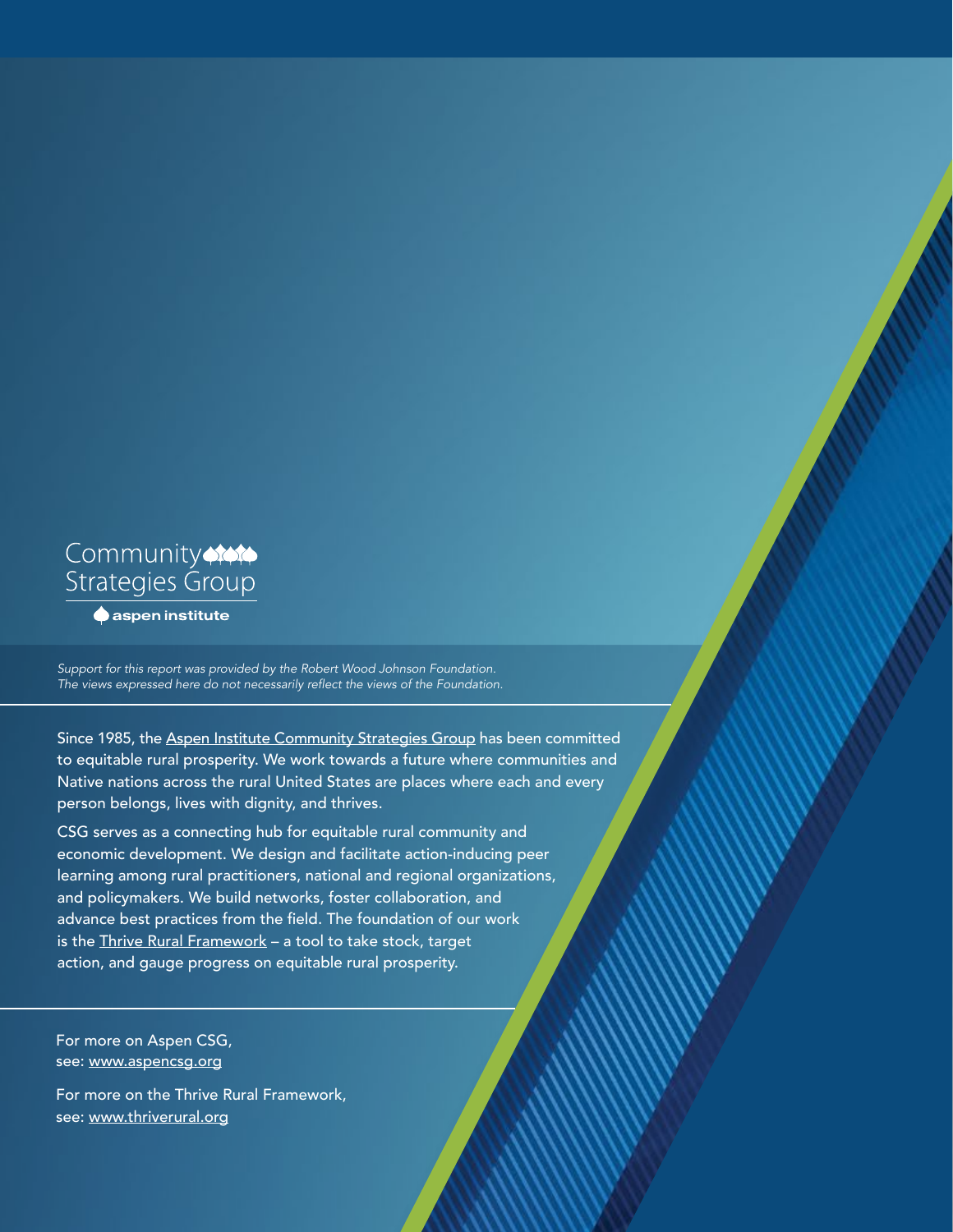Community Strategies Group

aspen institute

*Support for this report was provided by the Robert Wood Johnson Foundation. The views expressed here do not necessarily reflect the views of the Foundation.*

Since 1985, the Aspen Institute Community Strategies Group has been committed to equitable rural prosperity. We work towards a future where communities and Native nations across the rural United States are places where each and every person belongs, lives with dignity, and thrives.

CSG serves as a connecting hub for equitable rural community and economic development. We design and facilitate action-inducing peer learning among rural practitioners, national and regional organizations, and policymakers. We build networks, foster collaboration, and advance best practices from the field. The foundation of our work is the Thrive Rural Framework – a tool to take stock, target action, and gauge progress on equitable rural prosperity.

For more on Aspen CSG, see: www.aspencsg.org

For more on the Thrive Rural Framework, see: www.thriverural.org